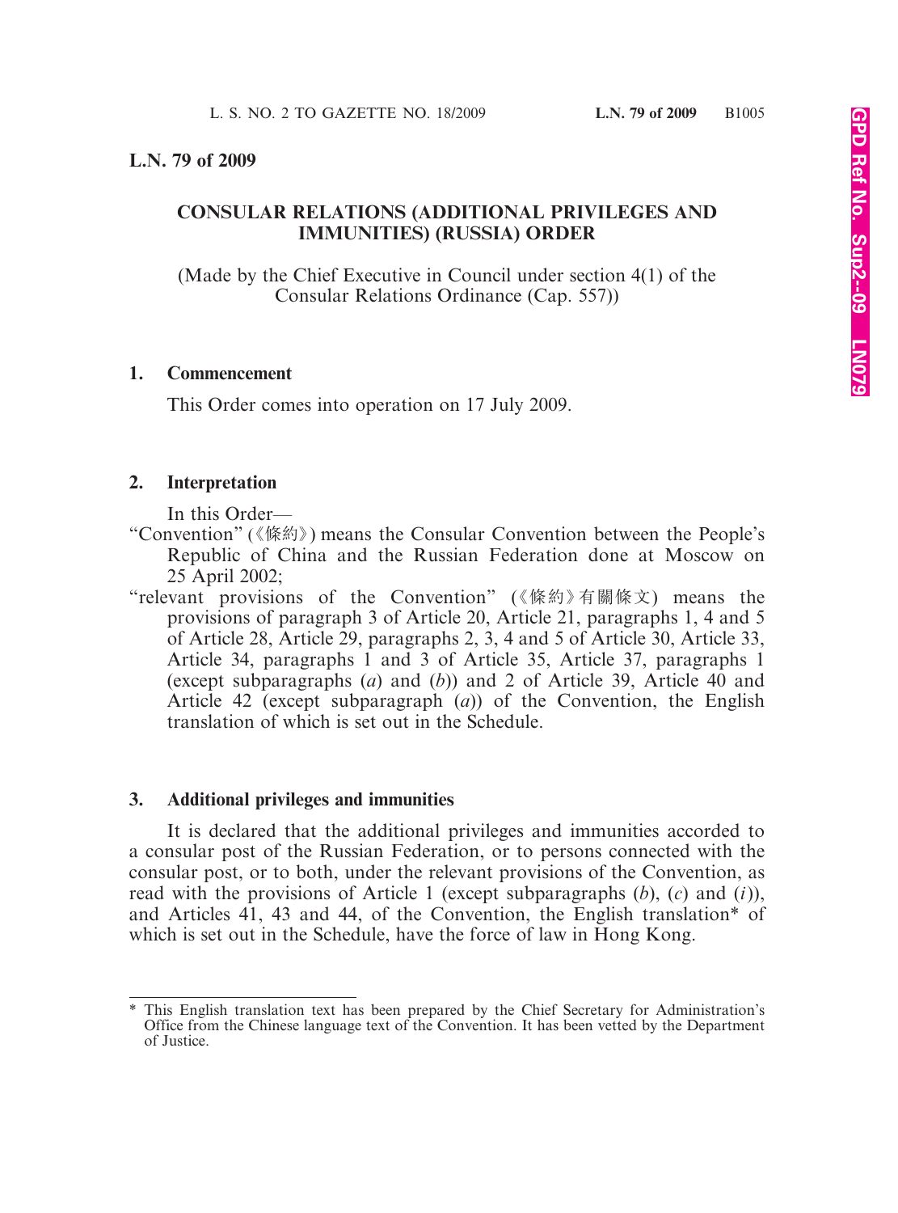**L.N. 79 of 2009**

## CONSULAR RELATIONS (ADDITIONAL PRIVILEGES AND IMMUNITIES) (RUSSIA) ORDER

(Made by the Chief Executive in Council under section 4(1) of the Consular Relations Ordinance (Cap. 557))

### 1. Commencement

This Order comes into operation on 17 July 2009.

### 2. Interpretation

In this Order—

"Convention" (《條約》) means the Consular Convention between the People's Republic of China and the Russian Federation done at Moscow on 25 April 2002;

"relevant provisions of the Convention" (《條約》有關條文) means the provisions of paragraph 3 of Article 20, Article 21, paragraphs 1, 4 and 5 of Article 28, Article 29, paragraphs 2, 3, 4 and 5 of Article 30, Article 33, Article 34, paragraphs 1 and 3 of Article 35, Article 37, paragraphs 1 (except subparagraphs (*a*) and (*b*)) and 2 of Article 39, Article 40 and Article 42 (except subparagraph (*a*)) of the Convention, the English translation of which is set out in the Schedule.

### 3. Additional privileges and immunities

It is declared that the additional privileges and immunities accorded to a consular post of the Russian Federation, or to persons connected with the consular post, or to both, under the relevant provisions of the Convention, as read with the provisions of Article 1 (except subparagraphs (*b*), (*c*) and (*i*)), and Articles 41, 43 and 44, of the Convention, the English translation* of which is set out in the Schedule, have the force of law in Hong Kong.

---

* This English translation text has been prepared by the Chief Secretary for Administration's Office from the Chinese language text of the Convention. It has been vetted by the Department of Justice.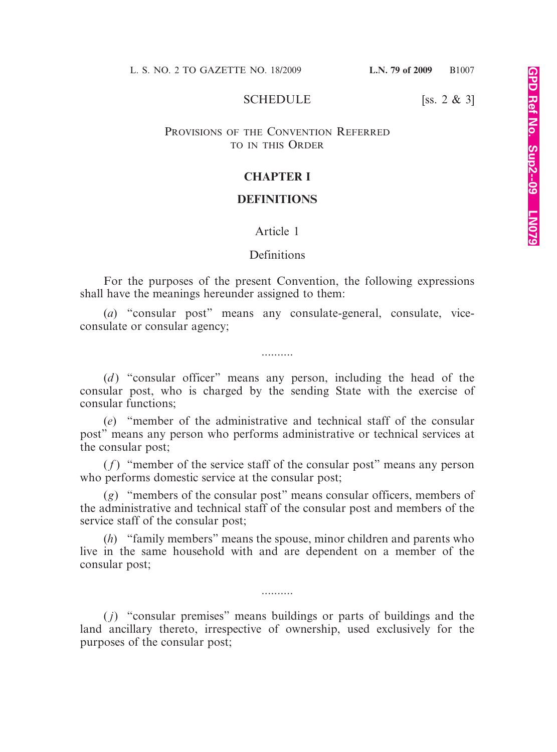SCHEDULE [ss. 2 & 3]

PROVISIONS OF THE CONVENTION REFERRED TO IN THIS ORDER

## CHAPTER I

## DEFINITIONS

### Article 1

### Definitions

For the purposes of the present Convention, the following expressions shall have the meanings hereunder assigned to them:

(*a*) "consular post" means any consulate-general, consulate, vice-consulate or consular agency;

..........

(*d*) "consular officer" means any person, including the head of the consular post, who is charged by the sending State with the exercise of consular functions;

(*e*) "member of the administrative and technical staff of the consular post" means any person who performs administrative or technical services at the consular post;

(*f*) "member of the service staff of the consular post" means any person who performs domestic service at the consular post;

(*g*) "members of the consular post" means consular officers, members of the administrative and technical staff of the consular post and members of the service staff of the consular post;

(*h*) "family members" means the spouse, minor children and parents who live in the same household with and are dependent on a member of the consular post;

..........

(*j*) "consular premises" means buildings or parts of buildings and the land ancillary thereto, irrespective of ownership, used exclusively for the purposes of the consular post;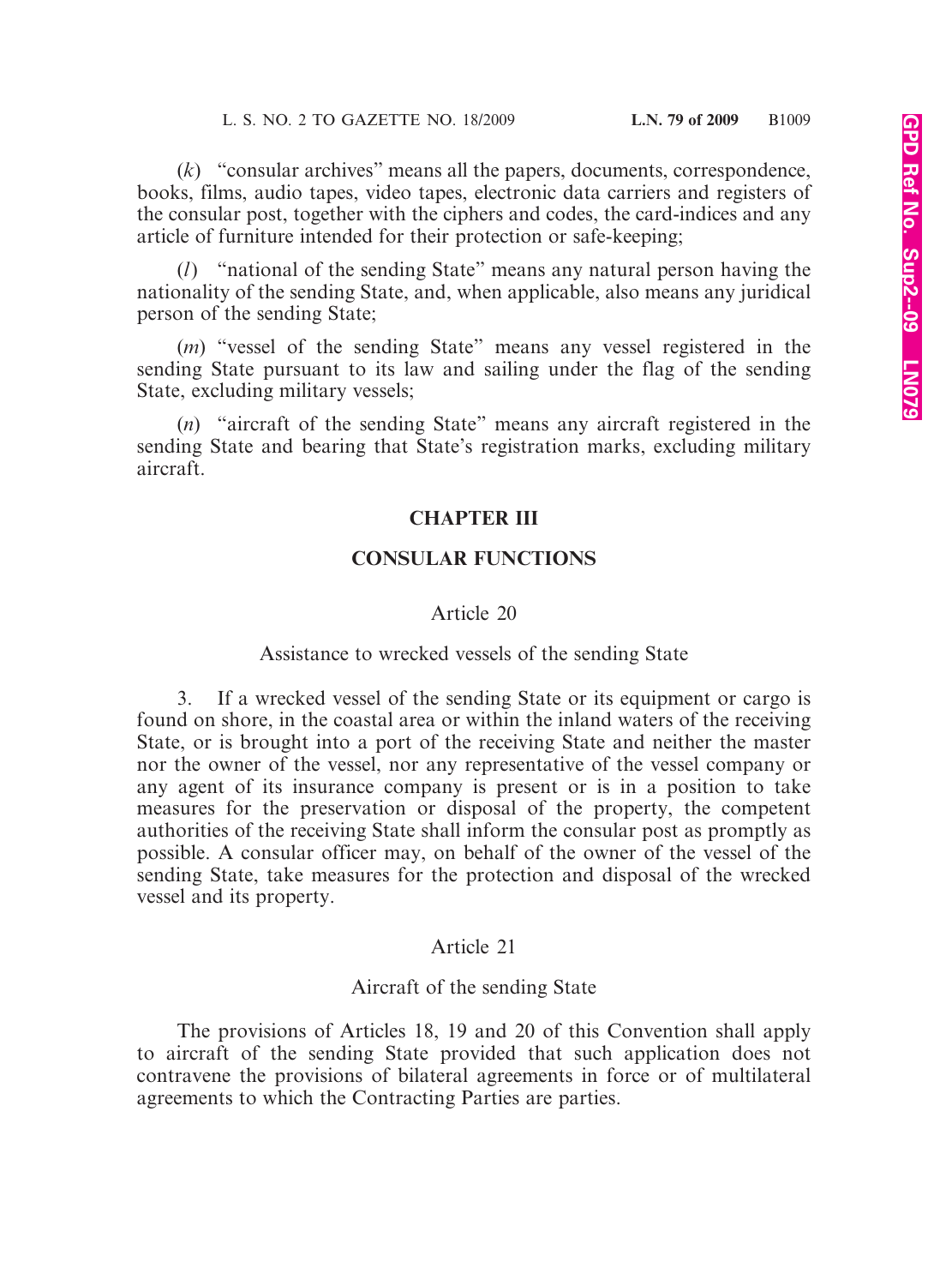(*k*) "consular archives" means all the papers, documents, correspondence, books, films, audio tapes, video tapes, electronic data carriers and registers of the consular post, together with the ciphers and codes, the card-indices and any article of furniture intended for their protection or safe-keeping;

(*l*) "national of the sending State" means any natural person having the nationality of the sending State, and, when applicable, also means any juridical person of the sending State;

(*m*) "vessel of the sending State" means any vessel registered in the sending State pursuant to its law and sailing under the flag of the sending State, excluding military vessels;

(*n*) "aircraft of the sending State" means any aircraft registered in the sending State and bearing that State's registration marks, excluding military aircraft.

## CHAPTER III

## CONSULAR FUNCTIONS

### Article 20

### Assistance to wrecked vessels of the sending State

3. If a wrecked vessel of the sending State or its equipment or cargo is found on shore, in the coastal area or within the inland waters of the receiving State, or is brought into a port of the receiving State and neither the master nor the owner of the vessel, nor any representative of the vessel company or any agent of its insurance company is present or is in a position to take measures for the preservation or disposal of the property, the competent authorities of the receiving State shall inform the consular post as promptly as possible. A consular officer may, on behalf of the owner of the vessel of the sending State, take measures for the protection and disposal of the wrecked vessel and its property.

### Article 21

### Aircraft of the sending State

The provisions of Articles 18, 19 and 20 of this Convention shall apply to aircraft of the sending State provided that such application does not contravene the provisions of bilateral agreements in force or of multilateral agreements to which the Contracting Parties are parties.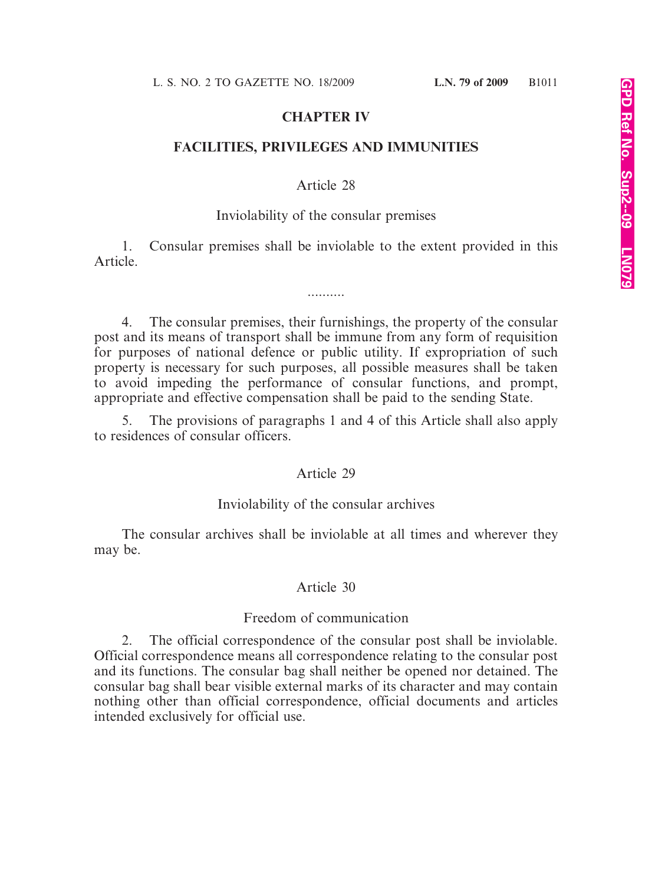## CHAPTER IV

## FACILITIES, PRIVILEGES AND IMMUNITIES

### Article 28

### Inviolability of the consular premises

1. Consular premises shall be inviolable to the extent provided in this Article.

..........

4. The consular premises, their furnishings, the property of the consular post and its means of transport shall be immune from any form of requisition for purposes of national defence or public utility. If expropriation of such property is necessary for such purposes, all possible measures shall be taken to avoid impeding the performance of consular functions, and prompt, appropriate and effective compensation shall be paid to the sending State.

5. The provisions of paragraphs 1 and 4 of this Article shall also apply to residences of consular officers.

### Article 29

### Inviolability of the consular archives

The consular archives shall be inviolable at all times and wherever they may be.

### Article 30

### Freedom of communication

2. The official correspondence of the consular post shall be inviolable. Official correspondence means all correspondence relating to the consular post and its functions. The consular bag shall neither be opened nor detained. The consular bag shall bear visible external marks of its character and may contain nothing other than official correspondence, official documents and articles intended exclusively for official use.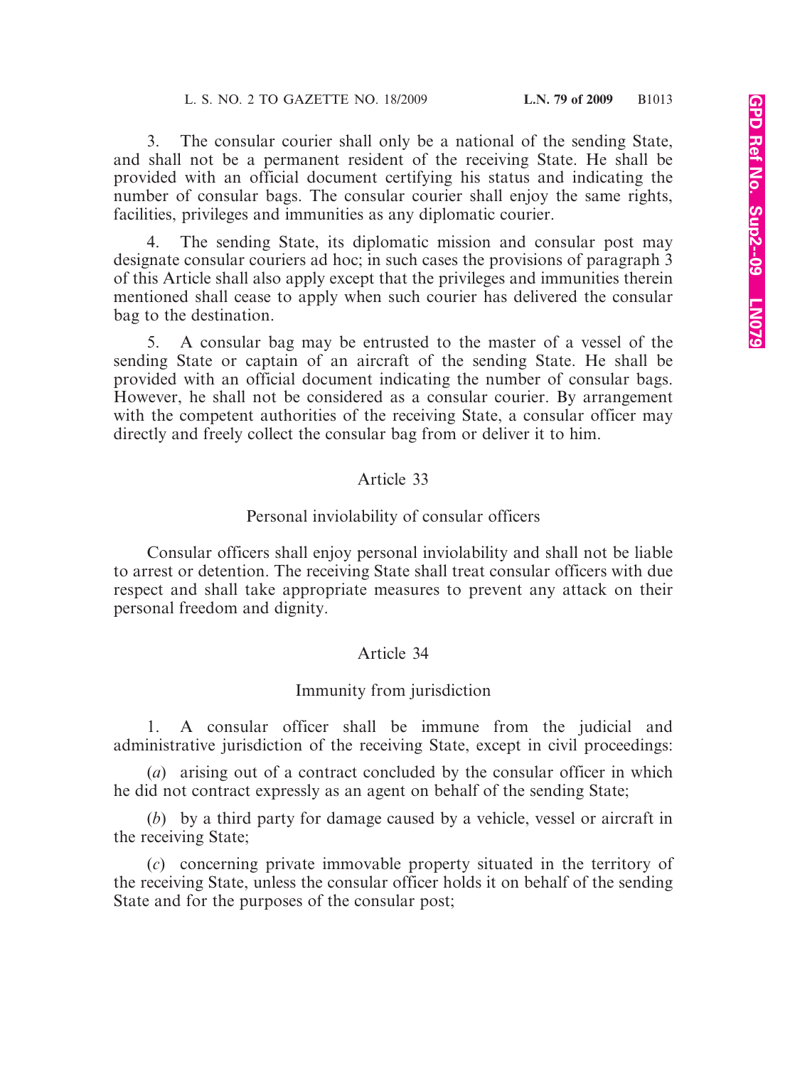3. The consular courier shall only be a national of the sending State, and shall not be a permanent resident of the receiving State. He shall be provided with an official document certifying his status and indicating the number of consular bags. The consular courier shall enjoy the same rights, facilities, privileges and immunities as any diplomatic courier.

4. The sending State, its diplomatic mission and consular post may designate consular couriers ad hoc; in such cases the provisions of paragraph 3 of this Article shall also apply except that the privileges and immunities therein mentioned shall cease to apply when such courier has delivered the consular bag to the destination.

5. A consular bag may be entrusted to the master of a vessel of the sending State or captain of an aircraft of the sending State. He shall be provided with an official document indicating the number of consular bags. However, he shall not be considered as a consular courier. By arrangement with the competent authorities of the receiving State, a consular officer may directly and freely collect the consular bag from or deliver it to him.

## Article 33

### Personal inviolability of consular officers

Consular officers shall enjoy personal inviolability and shall not be liable to arrest or detention. The receiving State shall treat consular officers with due respect and shall take appropriate measures to prevent any attack on their personal freedom and dignity.

## Article 34

### Immunity from jurisdiction

1. A consular officer shall be immune from the judicial and administrative jurisdiction of the receiving State, except in civil proceedings:

(*a*) arising out of a contract concluded by the consular officer in which he did not contract expressly as an agent on behalf of the sending State;

(*b*) by a third party for damage caused by a vehicle, vessel or aircraft in the receiving State;

(*c*) concerning private immovable property situated in the territory of the receiving State, unless the consular officer holds it on behalf of the sending State and for the purposes of the consular post;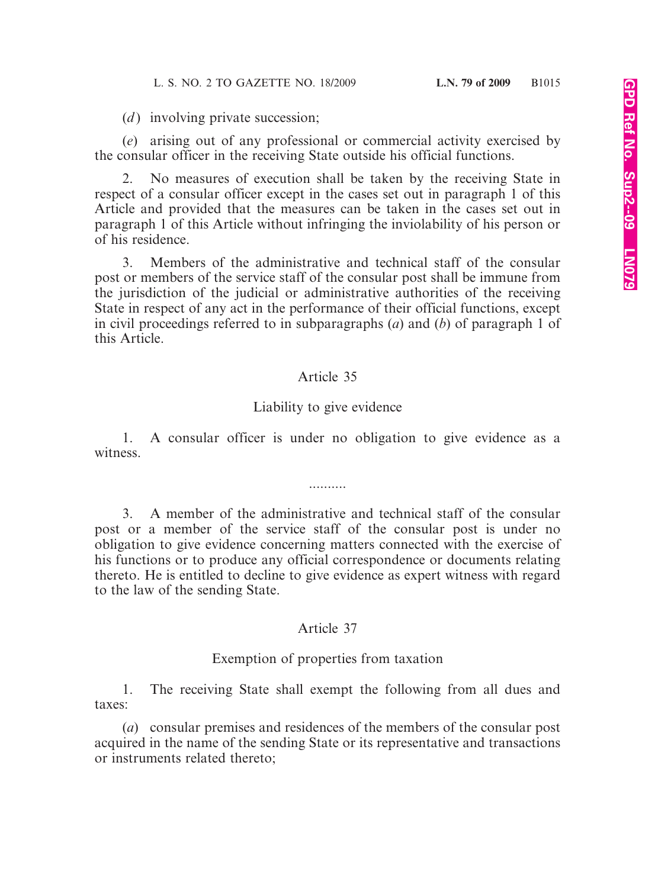(*d*) involving private succession;

(*e*) arising out of any professional or commercial activity exercised by the consular officer in the receiving State outside his official functions.

2. No measures of execution shall be taken by the receiving State in respect of a consular officer except in the cases set out in paragraph 1 of this Article and provided that the measures can be taken in the cases set out in paragraph 1 of this Article without infringing the inviolability of his person or of his residence.

3. Members of the administrative and technical staff of the consular post or members of the service staff of the consular post shall be immune from the jurisdiction of the judicial or administrative authorities of the receiving State in respect of any act in the performance of their official functions, except in civil proceedings referred to in subparagraphs (*a*) and (*b*) of paragraph 1 of this Article.

Article 35

Liability to give evidence

1. A consular officer is under no obligation to give evidence as a witness.

..........

3. A member of the administrative and technical staff of the consular post or a member of the service staff of the consular post is under no obligation to give evidence concerning matters connected with the exercise of his functions or to produce any official correspondence or documents relating thereto. He is entitled to decline to give evidence as expert witness with regard to the law of the sending State.

Article 37

Exemption of properties from taxation

1. The receiving State shall exempt the following from all dues and taxes:

(*a*) consular premises and residences of the members of the consular post acquired in the name of the sending State or its representative and transactions or instruments related thereto;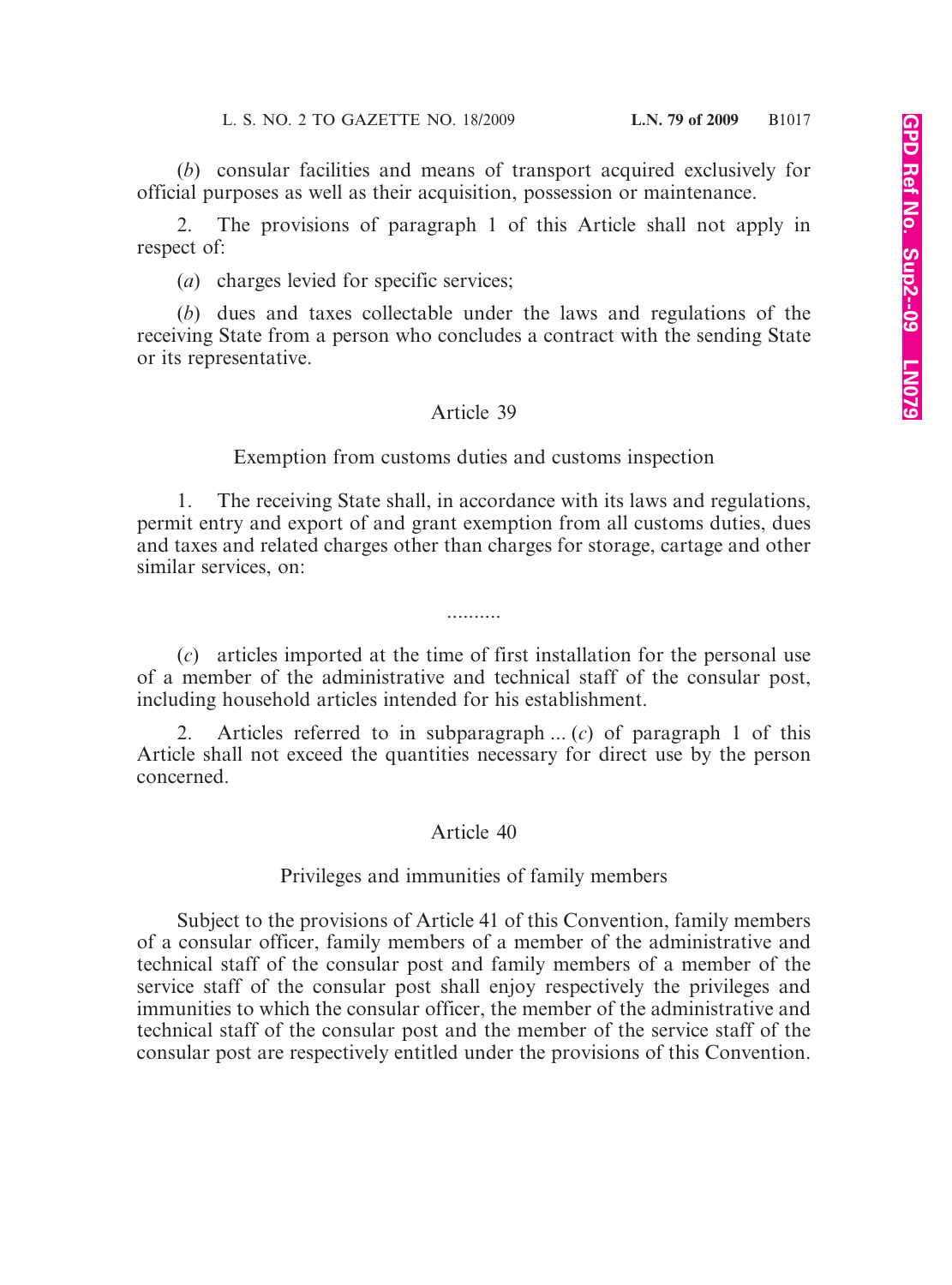(*b*) consular facilities and means of transport acquired exclusively for official purposes as well as their acquisition, possession or maintenance.

2. The provisions of paragraph 1 of this Article shall not apply in respect of:

(*a*) charges levied for specific services;

(*b*) dues and taxes collectable under the laws and regulations of the receiving State from a person who concludes a contract with the sending State or its representative.

## Article 39

### Exemption from customs duties and customs inspection

1. The receiving State shall, in accordance with its laws and regulations, permit entry and export of and grant exemption from all customs duties, dues and taxes and related charges other than charges for storage, cartage and other similar services, on:

..........

(*c*) articles imported at the time of first installation for the personal use of a member of the administrative and technical staff of the consular post, including household articles intended for his establishment.

2. Articles referred to in subparagraph ... (*c*) of paragraph 1 of this Article shall not exceed the quantities necessary for direct use by the person concerned.

## Article 40

### Privileges and immunities of family members

Subject to the provisions of Article 41 of this Convention, family members of a consular officer, family members of a member of the administrative and technical staff of the consular post and family members of a member of the service staff of the consular post shall enjoy respectively the privileges and immunities to which the consular officer, the member of the administrative and technical staff of the consular post and the member of the service staff of the consular post are respectively entitled under the provisions of this Convention.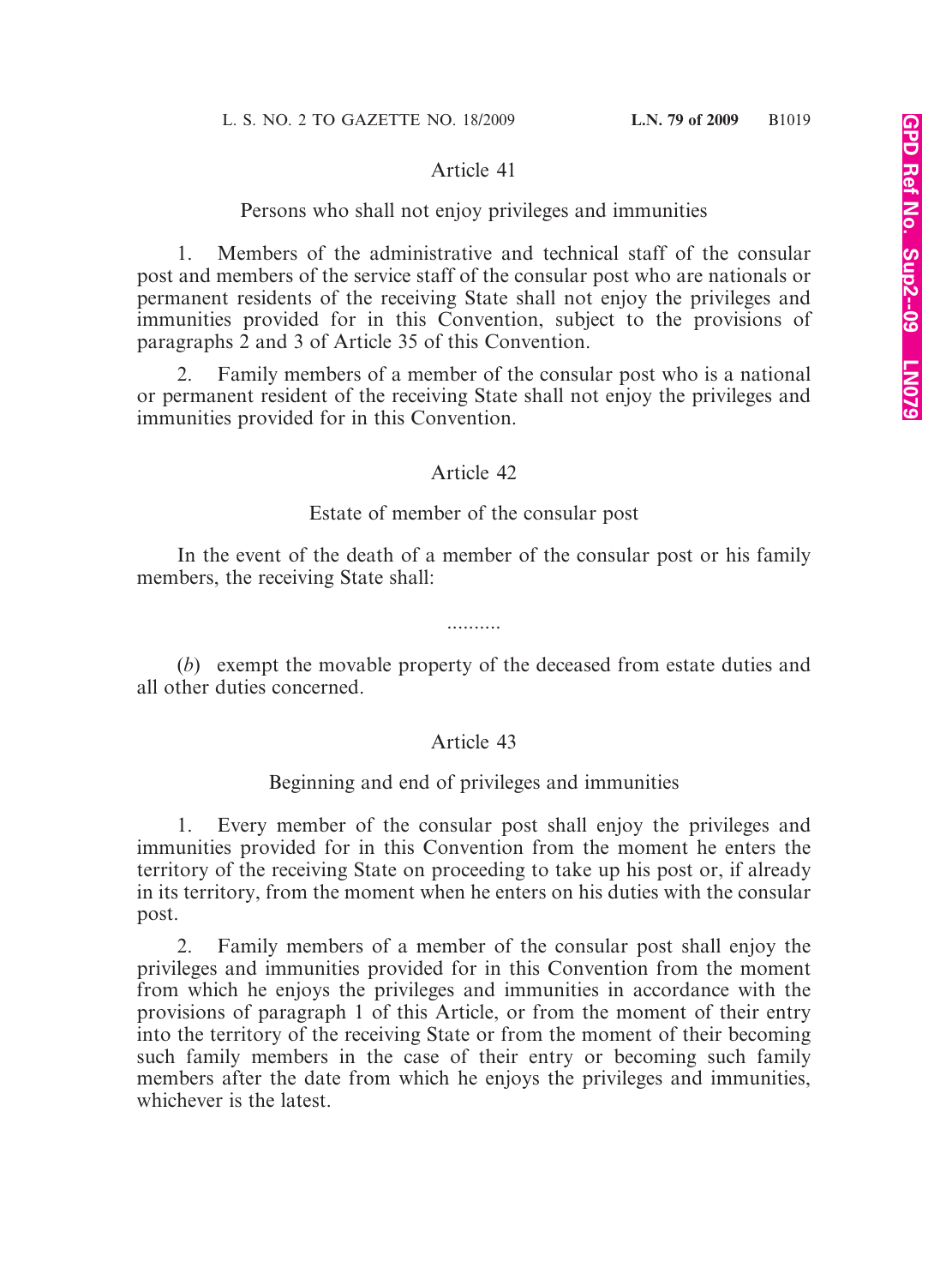## Article 41

### Persons who shall not enjoy privileges and immunities

1. Members of the administrative and technical staff of the consular post and members of the service staff of the consular post who are nationals or permanent residents of the receiving State shall not enjoy the privileges and immunities provided for in this Convention, subject to the provisions of paragraphs 2 and 3 of Article 35 of this Convention.

2. Family members of a member of the consular post who is a national or permanent resident of the receiving State shall not enjoy the privileges and immunities provided for in this Convention.

## Article 42

### Estate of member of the consular post

In the event of the death of a member of the consular post or his family members, the receiving State shall:

..........

(*b*) exempt the movable property of the deceased from estate duties and all other duties concerned.

## Article 43

### Beginning and end of privileges and immunities

1. Every member of the consular post shall enjoy the privileges and immunities provided for in this Convention from the moment he enters the territory of the receiving State on proceeding to take up his post or, if already in its territory, from the moment when he enters on his duties with the consular post.

2. Family members of a member of the consular post shall enjoy the privileges and immunities provided for in this Convention from the moment from which he enjoys the privileges and immunities in accordance with the provisions of paragraph 1 of this Article, or from the moment of their entry into the territory of the receiving State or from the moment of their becoming such family members in the case of their entry or becoming such family members after the date from which he enjoys the privileges and immunities, whichever is the latest.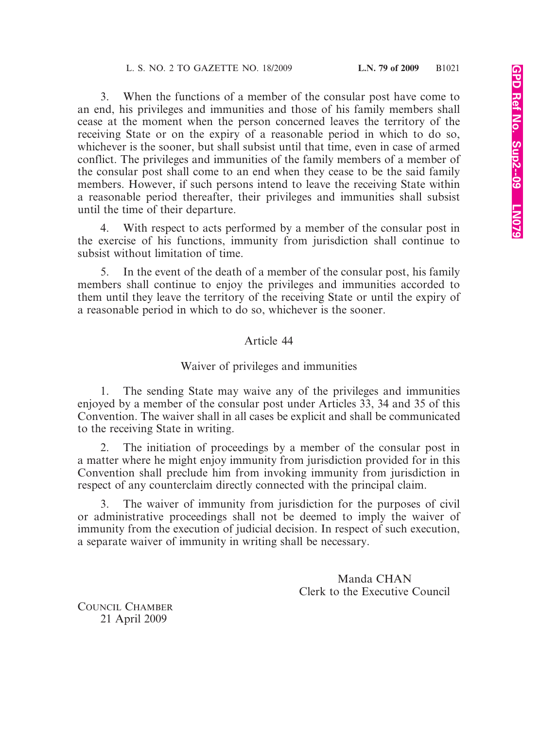3. When the functions of a member of the consular post have come to an end, his privileges and immunities and those of his family members shall cease at the moment when the person concerned leaves the territory of the receiving State or on the expiry of a reasonable period in which to do so, whichever is the sooner, but shall subsist until that time, even in case of armed conflict. The privileges and immunities of the family members of a member of the consular post shall come to an end when they cease to be the said family members. However, if such persons intend to leave the receiving State within a reasonable period thereafter, their privileges and immunities shall subsist until the time of their departure.

4. With respect to acts performed by a member of the consular post in the exercise of his functions, immunity from jurisdiction shall continue to subsist without limitation of time.

5. In the event of the death of a member of the consular post, his family members shall continue to enjoy the privileges and immunities accorded to them until they leave the territory of the receiving State or until the expiry of a reasonable period in which to do so, whichever is the sooner.

## Article 44

### Waiver of privileges and immunities

1. The sending State may waive any of the privileges and immunities enjoyed by a member of the consular post under Articles 33, 34 and 35 of this Convention. The waiver shall in all cases be explicit and shall be communicated to the receiving State in writing.

2. The initiation of proceedings by a member of the consular post in a matter where he might enjoy immunity from jurisdiction provided for in this Convention shall preclude him from invoking immunity from jurisdiction in respect of any counterclaim directly connected with the principal claim.

3. The waiver of immunity from jurisdiction for the purposes of civil or administrative proceedings shall not be deemed to imply the waiver of immunity from the execution of judicial decision. In respect of such execution, a separate waiver of immunity in writing shall be necessary.

Manda CHAN
Clerk to the Executive Council

COUNCIL CHAMBER
21 April 2009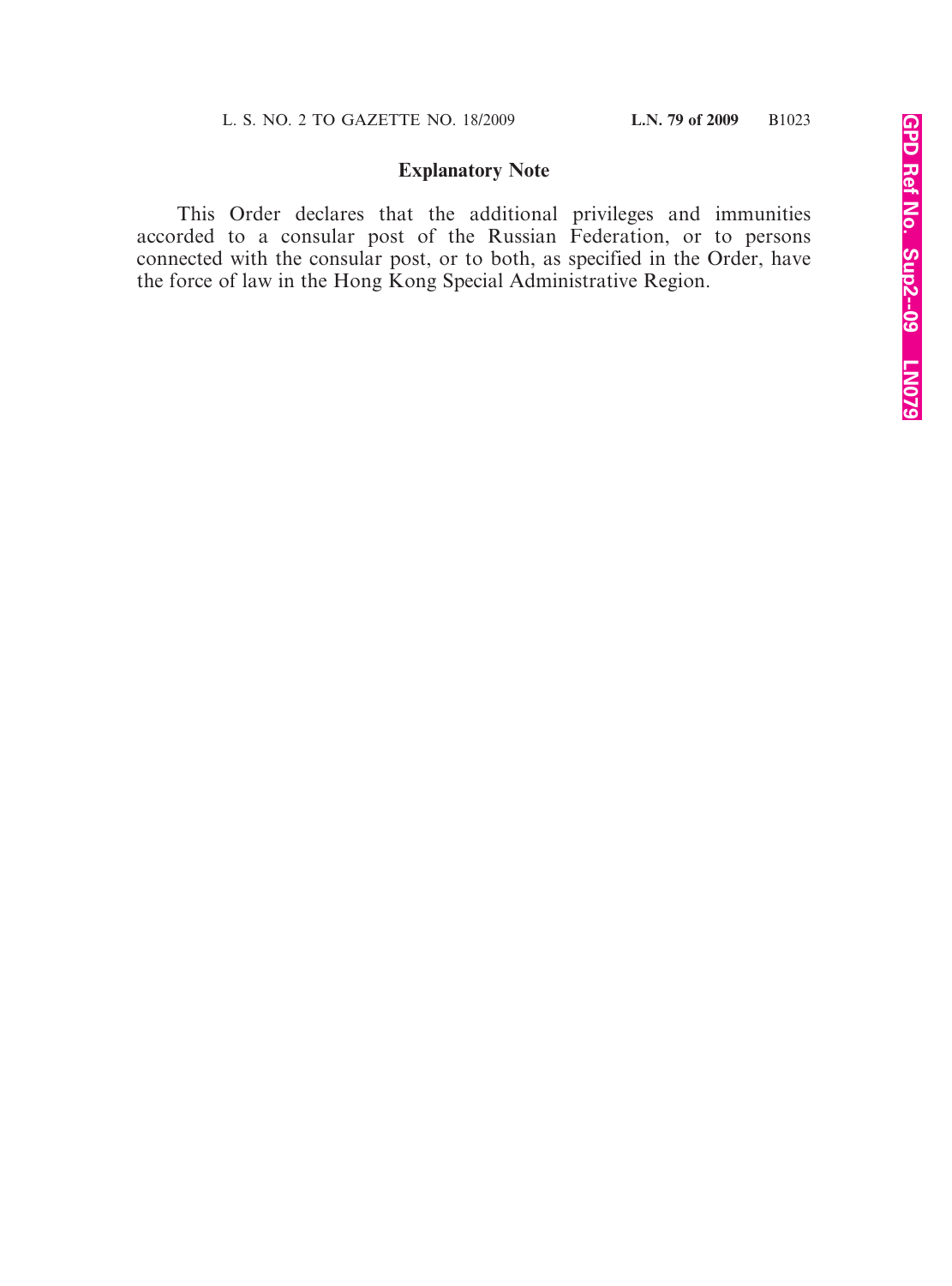## Explanatory Note

This Order declares that the additional privileges and immunities accorded to a consular post of the Russian Federation, or to persons connected with the consular post, or to both, as specified in the Order, have the force of law in the Hong Kong Special Administrative Region.